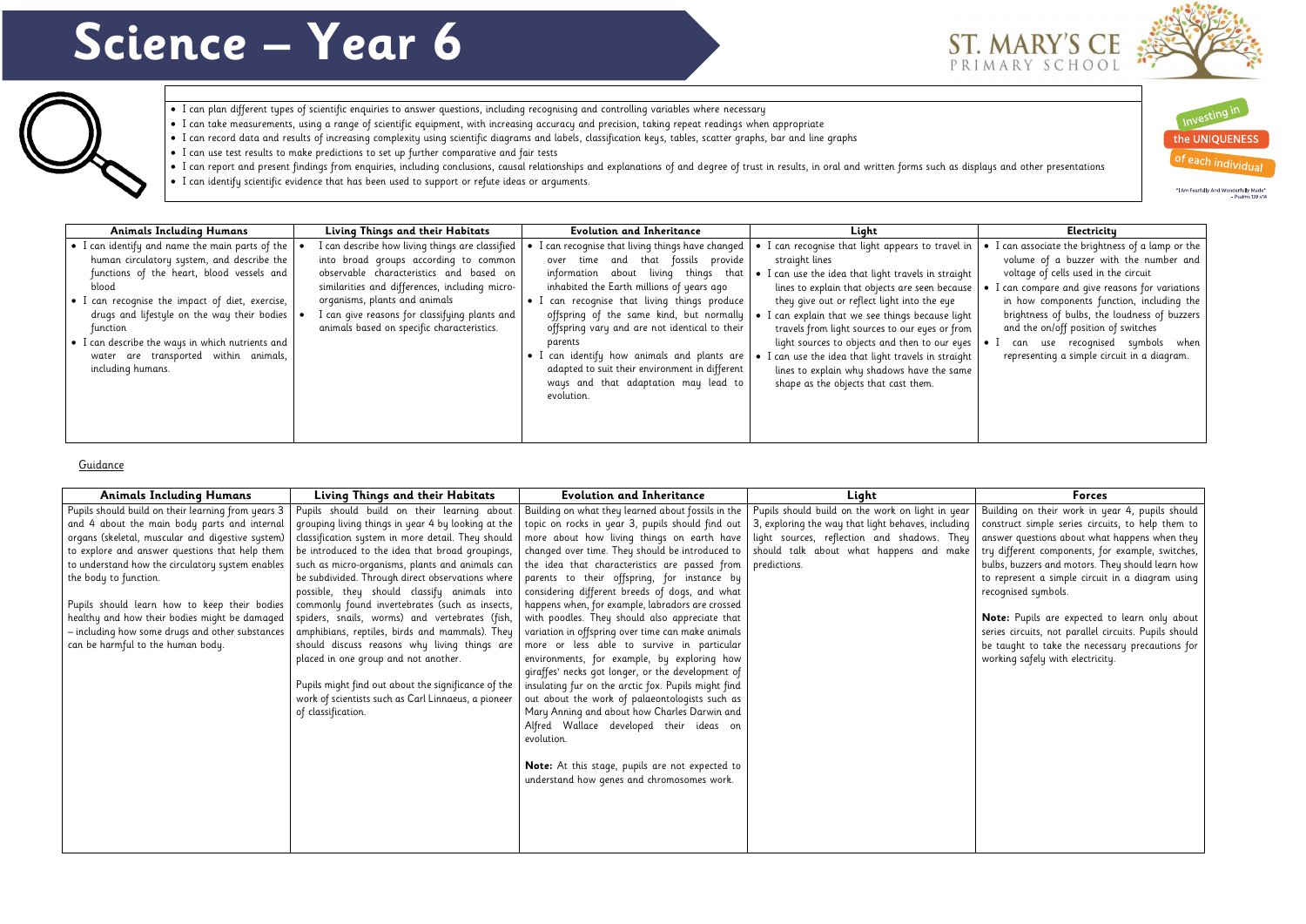# Science – Year 6

ST. MARY'S CE PRIMARY SCHOOL

Investing in the UNIQUENESS of each individual

"I Am Fearfully And Wonderfully Made" - Psalms 139 v14

- I can plan different types of scientific enquiries to answer questions, including recognising and controlling variables where necessary
- I can take measurements, using a range of scientific equipment, with increasing accuracy and precision, taking repeat readings when appropriate
- I can record data and results of increasing complexity using scientific diagrams and labels, classification keys, tables, scatter graphs, bar and line graphs
- I can use test results to make predictions to set up further comparative and fair tests
- I can report and present findings from enquiries, including conclusions, causal relationships and explanations of and degree of trust in results, in oral and written forms such as displays and other presentations
- I can identify scientific evidence that has been used to support or refute ideas or arguments.

| Animals Including Humans | Living Things and their Habitats | Evolution and Inheritance | Light | Electricity |
|---|---|---|---|---|
| • I can identify and name the main parts of the human circulatory system, and describe the functions of the heart, blood vessels and blood<br>• I can recognise the impact of diet, exercise, drugs and lifestyle on the way their bodies function<br>• I can describe the ways in which nutrients and water are transported within animals, including humans. | • I can describe how living things are classified into broad groups according to common observable characteristics and based on similarities and differences, including micro-organisms, plants and animals<br>• I can give reasons for classifying plants and animals based on specific characteristics. | • I can recognise that living things have changed over time and that fossils provide information about living things that inhabited the Earth millions of years ago<br>• I can recognise that living things produce offspring of the same kind, but normally offspring vary and are not identical to their parents<br>• I can identify how animals and plants are adapted to suit their environment in different ways and that adaptation may lead to evolution. | • I can recognise that light appears to travel in straight lines<br>• I can use the idea that light travels in straight lines to explain that objects are seen because they give out or reflect light into the eye<br>• I can explain that we see things because light travels from light sources to our eyes or from light sources to objects and then to our eyes<br>• I can use the idea that light travels in straight lines to explain why shadows have the same shape as the objects that cast them. | • I can associate the brightness of a lamp or the volume of a buzzer with the number and voltage of cells used in the circuit<br>• I can compare and give reasons for variations in how components function, including the brightness of bulbs, the loudness of buzzers and the on/off position of switches<br>• I can use recognised symbols when representing a simple circuit in a diagram. |

Guidance

| Animals Including Humans | Living Things and their Habitats | Evolution and Inheritance | Light | Forces |
|---|---|---|---|---|
| Pupils should build on their learning from years 3 and 4 about the main body parts and internal organs (skeletal, muscular and digestive system) to explore and answer questions that help them to understand how the circulatory system enables the body to function.<br><br>Pupils should learn how to keep their bodies healthy and how their bodies might be damaged – including how some drugs and other substances can be harmful to the human body. | Pupils should build on their learning about grouping living things in year 4 by looking at the classification system in more detail. They should be introduced to the idea that broad groupings, such as micro-organisms, plants and animals can be subdivided. Through direct observations where possible, they should classify animals into commonly found invertebrates (such as insects, spiders, snails, worms) and vertebrates (fish, amphibians, reptiles, birds and mammals). They should discuss reasons why living things are placed in one group and not another.<br><br>Pupils might find out about the significance of the work of scientists such as Carl Linnaeus, a pioneer of classification. | Building on what they learned about fossils in the topic on rocks in year 3, pupils should find out more about how living things on earth have changed over time. They should be introduced to the idea that characteristics are passed from parents to their offspring, for instance by considering different breeds of dogs, and what happens when, for example, labradors are crossed with poodles. They should also appreciate that variation in offspring over time can make animals more or less able to survive in particular environments, for example, by exploring how giraffes' necks got longer, or the development of insulating fur on the arctic fox. Pupils might find out about the work of palaeontologists such as Mary Anning and about how Charles Darwin and Alfred Wallace developed their ideas on evolution.<br><br>**Note:** At this stage, pupils are not expected to understand how genes and chromosomes work. | Pupils should build on the work on light in year 3, exploring the way that light behaves, including light sources, reflection and shadows. They should talk about what happens and make predictions. | Building on their work in year 4, pupils should construct simple series circuits, to help them to answer questions about what happens when they try different components, for example, switches, bulbs, buzzers and motors. They should learn how to represent a simple circuit in a diagram using recognised symbols.<br><br>**Note:** Pupils are expected to learn only about series circuits, not parallel circuits. Pupils should be taught to take the necessary precautions for working safely with electricity. |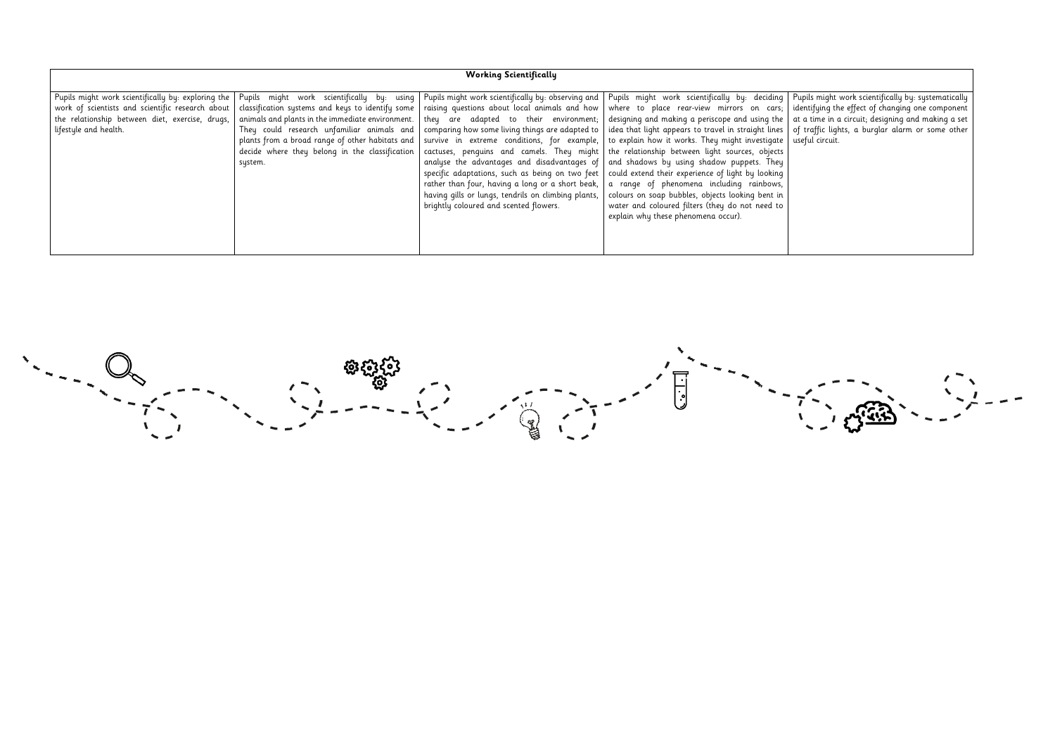| Working Scientifically | | | | |
|---|---|---|---|---|
| Pupils might work scientifically by: exploring the work of scientists and scientific research about the relationship between diet, exercise, drugs, lifestyle and health. | Pupils might work scientifically by: using classification systems and keys to identify some animals and plants in the immediate environment. They could research unfamiliar animals and plants from a broad range of other habitats and decide where they belong in the classification system. | Pupils might work scientifically by: observing and raising questions about local animals and how they are adapted to their environment; comparing how some living things are adapted to survive in extreme conditions, for example, cactuses, penguins and camels. They might analyse the advantages and disadvantages of specific adaptations, such as being on two feet rather than four, having a long or a short beak, having gills or lungs, tendrils on climbing plants, brightly coloured and scented flowers. | Pupils might work scientifically by: deciding where to place rear-view mirrors on cars; designing and making a periscope and using the idea that light appears to travel in straight lines to explain how it works. They might investigate the relationship between light sources, objects and shadows by using shadow puppets. They could extend their experience of light by looking a range of phenomena including rainbows, colours on soap bubbles, objects looking bent in water and coloured filters (they do not need to explain why these phenomena occur). | Pupils might work scientifically by: systematically identifying the effect of changing one component at a time in a circuit; designing and making a set of traffic lights, a burglar alarm or some other useful circuit. |